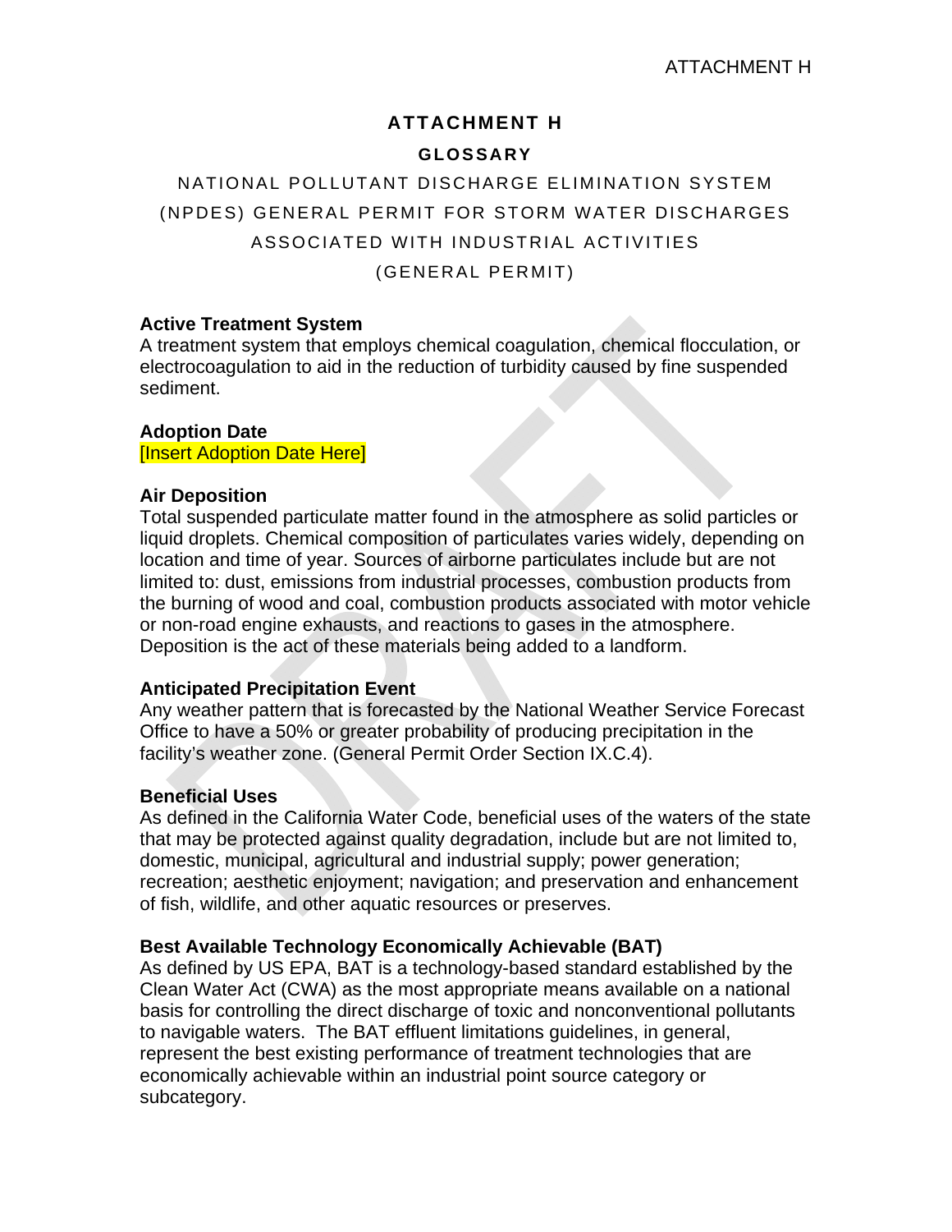# ATTACHMENT H

## GLOSSARY

NATIONAL POLLUTANT DISCHARGE ELIMINATION SYSTEM (NPDES) GENERAL PERMIT FOR STORM WATER DISCHARGES ASSOCIATED WITH INDUSTRIAL ACTIVITIES (GENERAL PERMIT)

**Active Treatment System**
A treatment system that employs chemical coagulation, chemical flocculation, or electrocoagulation to aid in the reduction of turbidity caused by fine suspended sediment.

**Adoption Date**
[Insert Adoption Date Here]

**Air Deposition**
Total suspended particulate matter found in the atmosphere as solid particles or liquid droplets. Chemical composition of particulates varies widely, depending on location and time of year. Sources of airborne particulates include but are not limited to: dust, emissions from industrial processes, combustion products from the burning of wood and coal, combustion products associated with motor vehicle or non-road engine exhausts, and reactions to gases in the atmosphere. Deposition is the act of these materials being added to a landform.

**Anticipated Precipitation Event**
Any weather pattern that is forecasted by the National Weather Service Forecast Office to have a 50% or greater probability of producing precipitation in the facility's weather zone. (General Permit Order Section IX.C.4).

**Beneficial Uses**
As defined in the California Water Code, beneficial uses of the waters of the state that may be protected against quality degradation, include but are not limited to, domestic, municipal, agricultural and industrial supply; power generation; recreation; aesthetic enjoyment; navigation; and preservation and enhancement of fish, wildlife, and other aquatic resources or preserves.

**Best Available Technology Economically Achievable (BAT)**
As defined by US EPA, BAT is a technology-based standard established by the Clean Water Act (CWA) as the most appropriate means available on a national basis for controlling the direct discharge of toxic and nonconventional pollutants to navigable waters. The BAT effluent limitations guidelines, in general, represent the best existing performance of treatment technologies that are economically achievable within an industrial point source category or subcategory.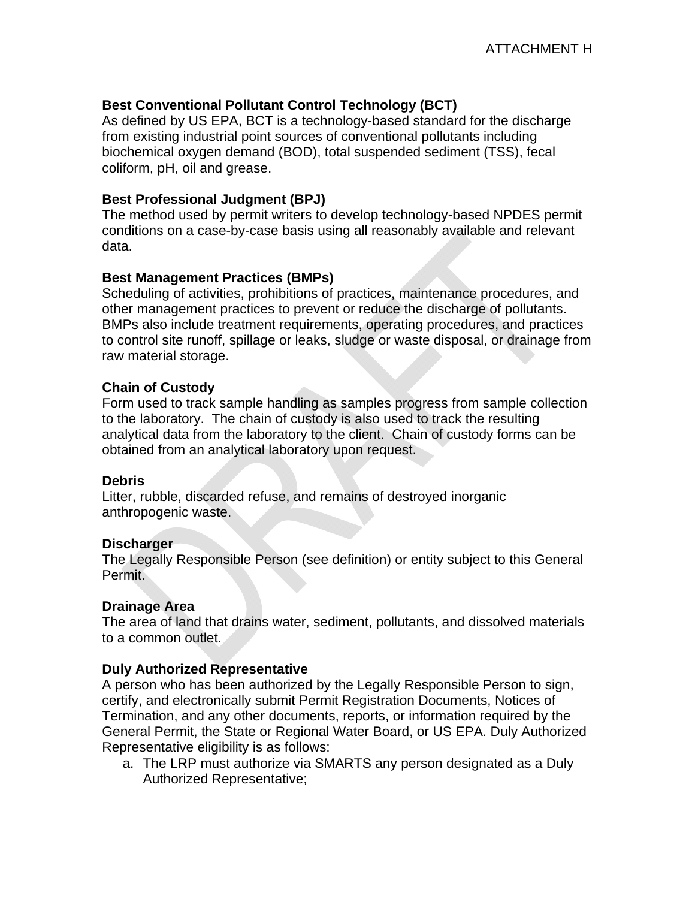**Best Conventional Pollutant Control Technology (BCT)**
As defined by US EPA, BCT is a technology-based standard for the discharge from existing industrial point sources of conventional pollutants including biochemical oxygen demand (BOD), total suspended sediment (TSS), fecal coliform, pH, oil and grease.

**Best Professional Judgment (BPJ)**
The method used by permit writers to develop technology-based NPDES permit conditions on a case-by-case basis using all reasonably available and relevant data.

**Best Management Practices (BMPs)**
Scheduling of activities, prohibitions of practices, maintenance procedures, and other management practices to prevent or reduce the discharge of pollutants. BMPs also include treatment requirements, operating procedures, and practices to control site runoff, spillage or leaks, sludge or waste disposal, or drainage from raw material storage.

**Chain of Custody**
Form used to track sample handling as samples progress from sample collection to the laboratory. The chain of custody is also used to track the resulting analytical data from the laboratory to the client. Chain of custody forms can be obtained from an analytical laboratory upon request.

**Debris**
Litter, rubble, discarded refuse, and remains of destroyed inorganic anthropogenic waste.

**Discharger**
The Legally Responsible Person (see definition) or entity subject to this General Permit.

**Drainage Area**
The area of land that drains water, sediment, pollutants, and dissolved materials to a common outlet.

**Duly Authorized Representative**
A person who has been authorized by the Legally Responsible Person to sign, certify, and electronically submit Permit Registration Documents, Notices of Termination, and any other documents, reports, or information required by the General Permit, the State or Regional Water Board, or US EPA. Duly Authorized Representative eligibility is as follows:

a. The LRP must authorize via SMARTS any person designated as a Duly Authorized Representative;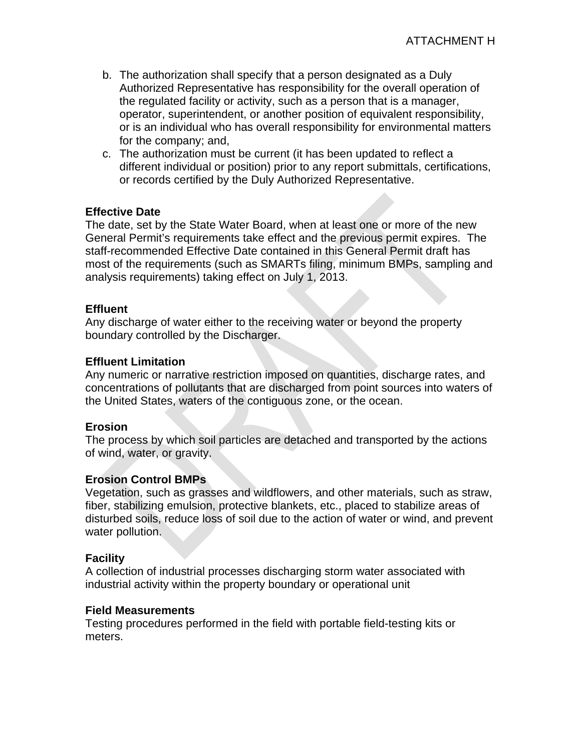b. The authorization shall specify that a person designated as a Duly Authorized Representative has responsibility for the overall operation of the regulated facility or activity, such as a person that is a manager, operator, superintendent, or another position of equivalent responsibility, or is an individual who has overall responsibility for environmental matters for the company; and,

c. The authorization must be current (it has been updated to reflect a different individual or position) prior to any report submittals, certifications, or records certified by the Duly Authorized Representative.

**Effective Date**
The date, set by the State Water Board, when at least one or more of the new General Permit's requirements take effect and the previous permit expires. The staff-recommended Effective Date contained in this General Permit draft has most of the requirements (such as SMARTs filing, minimum BMPs, sampling and analysis requirements) taking effect on July 1, 2013.

**Effluent**
Any discharge of water either to the receiving water or beyond the property boundary controlled by the Discharger.

**Effluent Limitation**
Any numeric or narrative restriction imposed on quantities, discharge rates, and concentrations of pollutants that are discharged from point sources into waters of the United States, waters of the contiguous zone, or the ocean.

**Erosion**
The process by which soil particles are detached and transported by the actions of wind, water, or gravity.

**Erosion Control BMPs**
Vegetation, such as grasses and wildflowers, and other materials, such as straw, fiber, stabilizing emulsion, protective blankets, etc., placed to stabilize areas of disturbed soils, reduce loss of soil due to the action of water or wind, and prevent water pollution.

**Facility**
A collection of industrial processes discharging storm water associated with industrial activity within the property boundary or operational unit

**Field Measurements**
Testing procedures performed in the field with portable field-testing kits or meters.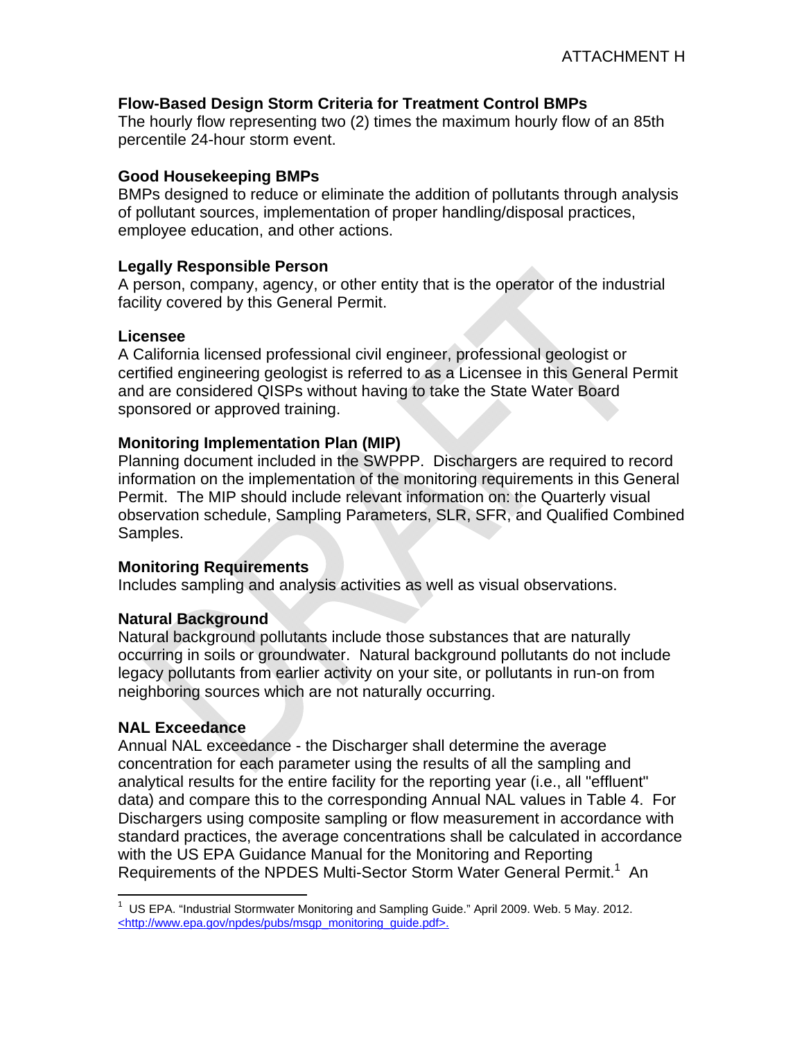### Flow-Based Design Storm Criteria for Treatment Control BMPs

The hourly flow representing two (2) times the maximum hourly flow of an 85th percentile 24-hour storm event.

### Good Housekeeping BMPs

BMPs designed to reduce or eliminate the addition of pollutants through analysis of pollutant sources, implementation of proper handling/disposal practices, employee education, and other actions.

### Legally Responsible Person

A person, company, agency, or other entity that is the operator of the industrial facility covered by this General Permit.

### Licensee

A California licensed professional civil engineer, professional geologist or certified engineering geologist is referred to as a Licensee in this General Permit and are considered QISPs without having to take the State Water Board sponsored or approved training.

### Monitoring Implementation Plan (MIP)

Planning document included in the SWPPP. Dischargers are required to record information on the implementation of the monitoring requirements in this General Permit. The MIP should include relevant information on: the Quarterly visual observation schedule, Sampling Parameters, SLR, SFR, and Qualified Combined Samples.

### Monitoring Requirements

Includes sampling and analysis activities as well as visual observations.

### Natural Background

Natural background pollutants include those substances that are naturally occurring in soils or groundwater. Natural background pollutants do not include legacy pollutants from earlier activity on your site, or pollutants in run-on from neighboring sources which are not naturally occurring.

### NAL Exceedance

Annual NAL exceedance - the Discharger shall determine the average concentration for each parameter using the results of all the sampling and analytical results for the entire facility for the reporting year (i.e., all "effluent" data) and compare this to the corresponding Annual NAL values in Table 4. For Dischargers using composite sampling or flow measurement in accordance with standard practices, the average concentrations shall be calculated in accordance with the US EPA Guidance Manual for the Monitoring and Reporting Requirements of the NPDES Multi-Sector Storm Water General Permit.[1] An

[1] US EPA. "Industrial Stormwater Monitoring and Sampling Guide." April 2009. Web. 5 May. 2012. <http://www.epa.gov/npdes/pubs/msgp_monitoring_guide.pdf>.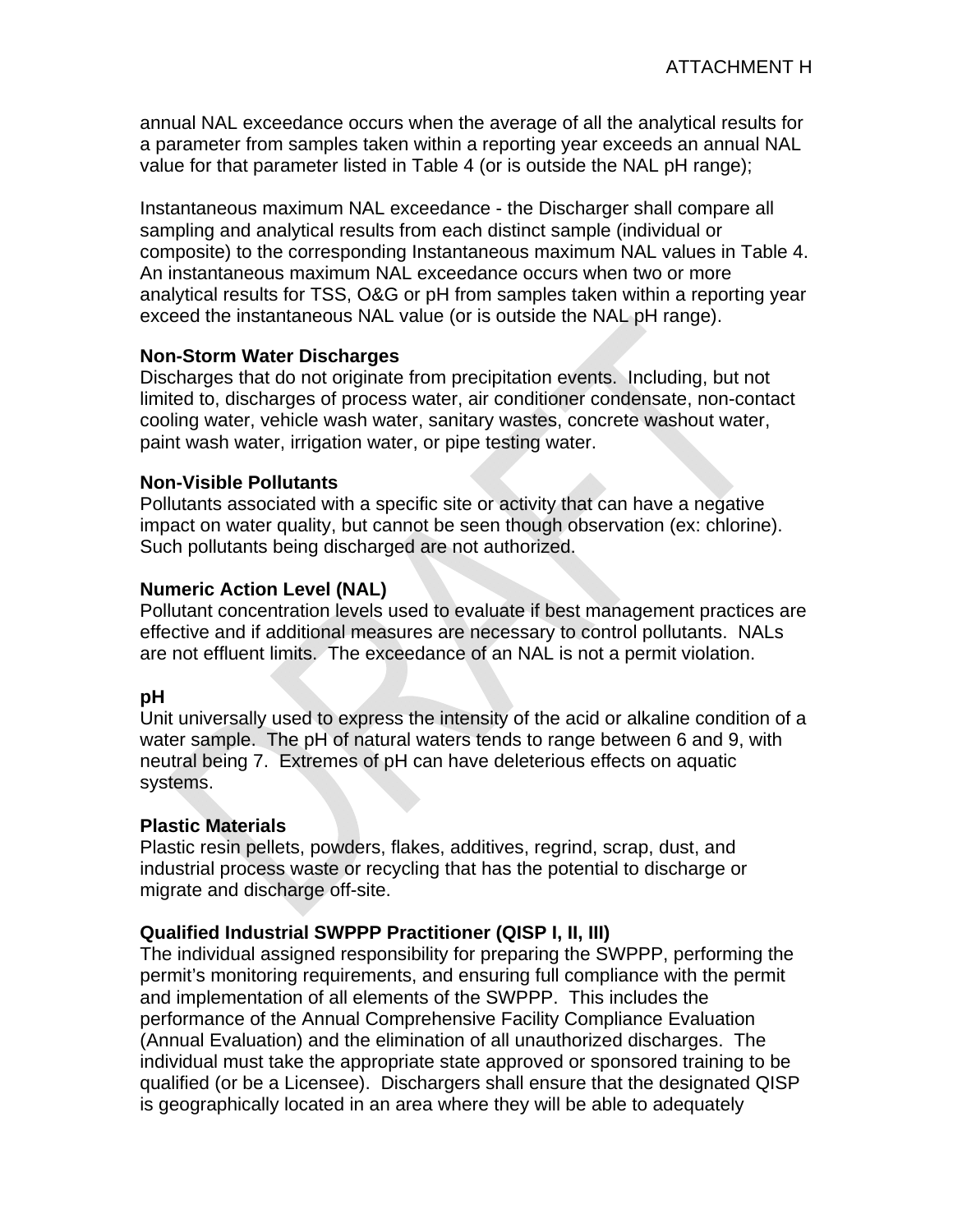annual NAL exceedance occurs when the average of all the analytical results for a parameter from samples taken within a reporting year exceeds an annual NAL value for that parameter listed in Table 4 (or is outside the NAL pH range);

Instantaneous maximum NAL exceedance - the Discharger shall compare all sampling and analytical results from each distinct sample (individual or composite) to the corresponding Instantaneous maximum NAL values in Table 4. An instantaneous maximum NAL exceedance occurs when two or more analytical results for TSS, O&G or pH from samples taken within a reporting year exceed the instantaneous NAL value (or is outside the NAL pH range).

**Non-Storm Water Discharges**
Discharges that do not originate from precipitation events. Including, but not limited to, discharges of process water, air conditioner condensate, non-contact cooling water, vehicle wash water, sanitary wastes, concrete washout water, paint wash water, irrigation water, or pipe testing water.

**Non-Visible Pollutants**
Pollutants associated with a specific site or activity that can have a negative impact on water quality, but cannot be seen though observation (ex: chlorine). Such pollutants being discharged are not authorized.

**Numeric Action Level (NAL)**
Pollutant concentration levels used to evaluate if best management practices are effective and if additional measures are necessary to control pollutants. NALs are not effluent limits. The exceedance of an NAL is not a permit violation.

**pH**
Unit universally used to express the intensity of the acid or alkaline condition of a water sample. The pH of natural waters tends to range between 6 and 9, with neutral being 7. Extremes of pH can have deleterious effects on aquatic systems.

**Plastic Materials**
Plastic resin pellets, powders, flakes, additives, regrind, scrap, dust, and industrial process waste or recycling that has the potential to discharge or migrate and discharge off-site.

**Qualified Industrial SWPPP Practitioner (QISP I, II, III)**
The individual assigned responsibility for preparing the SWPPP, performing the permit's monitoring requirements, and ensuring full compliance with the permit and implementation of all elements of the SWPPP. This includes the performance of the Annual Comprehensive Facility Compliance Evaluation (Annual Evaluation) and the elimination of all unauthorized discharges. The individual must take the appropriate state approved or sponsored training to be qualified (or be a Licensee). Dischargers shall ensure that the designated QISP is geographically located in an area where they will be able to adequately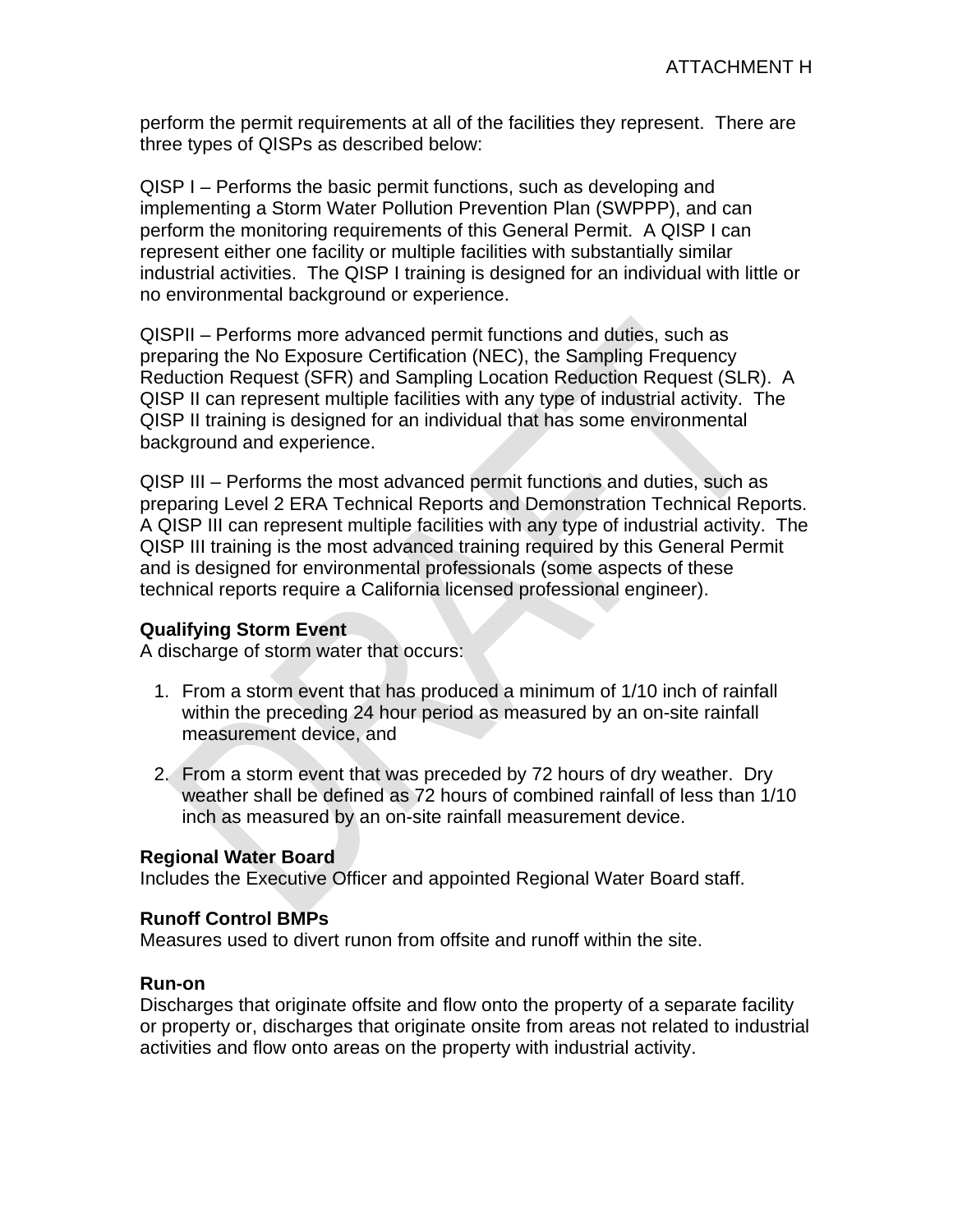perform the permit requirements at all of the facilities they represent. There are three types of QISPs as described below:

QISP I – Performs the basic permit functions, such as developing and implementing a Storm Water Pollution Prevention Plan (SWPPP), and can perform the monitoring requirements of this General Permit. A QISP I can represent either one facility or multiple facilities with substantially similar industrial activities. The QISP I training is designed for an individual with little or no environmental background or experience.

QISPII – Performs more advanced permit functions and duties, such as preparing the No Exposure Certification (NEC), the Sampling Frequency Reduction Request (SFR) and Sampling Location Reduction Request (SLR). A QISP II can represent multiple facilities with any type of industrial activity. The QISP II training is designed for an individual that has some environmental background and experience.

QISP III – Performs the most advanced permit functions and duties, such as preparing Level 2 ERA Technical Reports and Demonstration Technical Reports. A QISP III can represent multiple facilities with any type of industrial activity. The QISP III training is the most advanced training required by this General Permit and is designed for environmental professionals (some aspects of these technical reports require a California licensed professional engineer).

**Qualifying Storm Event**
A discharge of storm water that occurs:

1. From a storm event that has produced a minimum of 1/10 inch of rainfall within the preceding 24 hour period as measured by an on-site rainfall measurement device, and

2. From a storm event that was preceded by 72 hours of dry weather. Dry weather shall be defined as 72 hours of combined rainfall of less than 1/10 inch as measured by an on-site rainfall measurement device.

**Regional Water Board**
Includes the Executive Officer and appointed Regional Water Board staff.

**Runoff Control BMPs**
Measures used to divert runon from offsite and runoff within the site.

**Run-on**
Discharges that originate offsite and flow onto the property of a separate facility or property or, discharges that originate onsite from areas not related to industrial activities and flow onto areas on the property with industrial activity.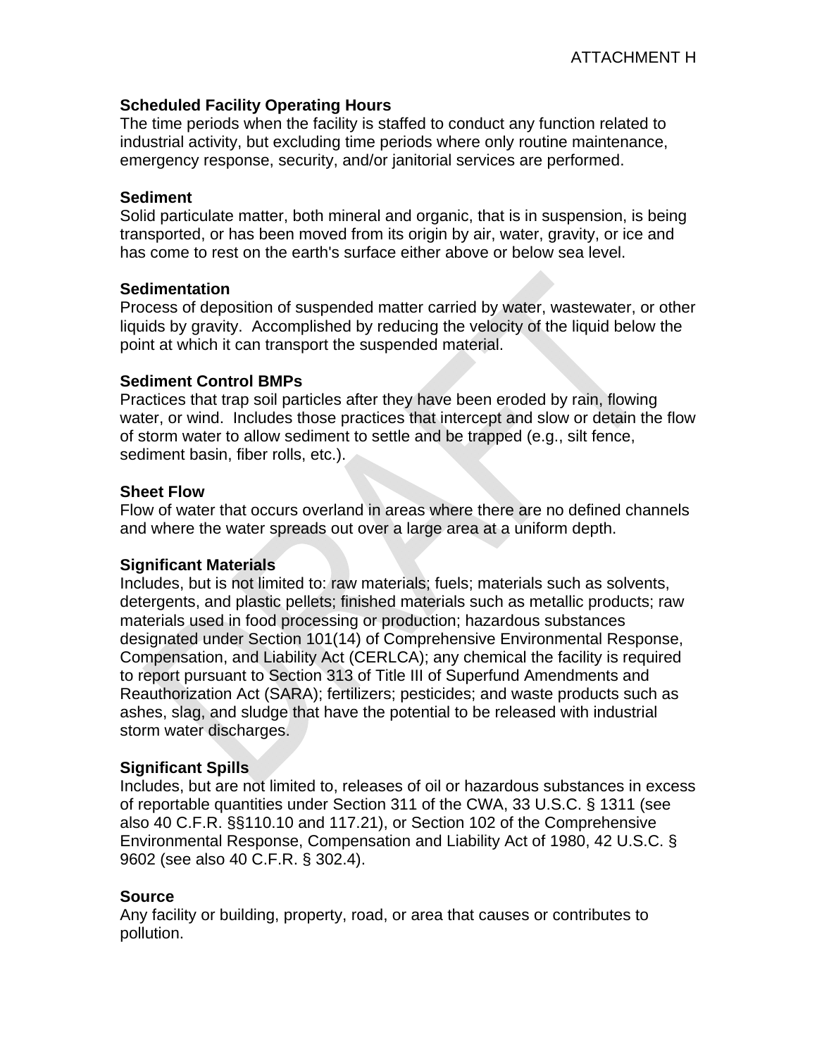### Scheduled Facility Operating Hours

The time periods when the facility is staffed to conduct any function related to industrial activity, but excluding time periods where only routine maintenance, emergency response, security, and/or janitorial services are performed.

### Sediment

Solid particulate matter, both mineral and organic, that is in suspension, is being transported, or has been moved from its origin by air, water, gravity, or ice and has come to rest on the earth's surface either above or below sea level.

### Sedimentation

Process of deposition of suspended matter carried by water, wastewater, or other liquids by gravity. Accomplished by reducing the velocity of the liquid below the point at which it can transport the suspended material.

### Sediment Control BMPs

Practices that trap soil particles after they have been eroded by rain, flowing water, or wind. Includes those practices that intercept and slow or detain the flow of storm water to allow sediment to settle and be trapped (e.g., silt fence, sediment basin, fiber rolls, etc.).

### Sheet Flow

Flow of water that occurs overland in areas where there are no defined channels and where the water spreads out over a large area at a uniform depth.

### Significant Materials

Includes, but is not limited to: raw materials; fuels; materials such as solvents, detergents, and plastic pellets; finished materials such as metallic products; raw materials used in food processing or production; hazardous substances designated under Section 101(14) of Comprehensive Environmental Response, Compensation, and Liability Act (CERLCA); any chemical the facility is required to report pursuant to Section 313 of Title III of Superfund Amendments and Reauthorization Act (SARA); fertilizers; pesticides; and waste products such as ashes, slag, and sludge that have the potential to be released with industrial storm water discharges.

### Significant Spills

Includes, but are not limited to, releases of oil or hazardous substances in excess of reportable quantities under Section 311 of the CWA, 33 U.S.C. § 1311 (see also 40 C.F.R. §§110.10 and 117.21), or Section 102 of the Comprehensive Environmental Response, Compensation and Liability Act of 1980, 42 U.S.C. § 9602 (see also 40 C.F.R. § 302.4).

### Source

Any facility or building, property, road, or area that causes or contributes to pollution.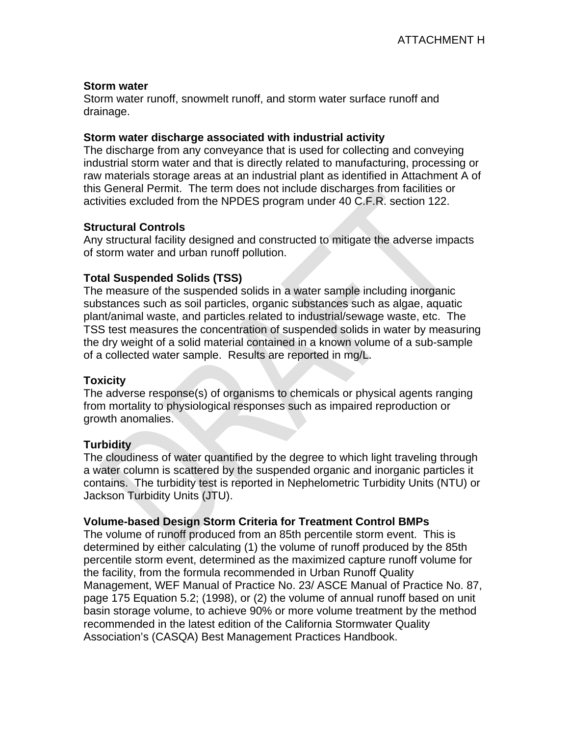**Storm water**
Storm water runoff, snowmelt runoff, and storm water surface runoff and drainage.

**Storm water discharge associated with industrial activity**
The discharge from any conveyance that is used for collecting and conveying industrial storm water and that is directly related to manufacturing, processing or raw materials storage areas at an industrial plant as identified in Attachment A of this General Permit. The term does not include discharges from facilities or activities excluded from the NPDES program under 40 C.F.R. section 122.

**Structural Controls**
Any structural facility designed and constructed to mitigate the adverse impacts of storm water and urban runoff pollution.

**Total Suspended Solids (TSS)**
The measure of the suspended solids in a water sample including inorganic substances such as soil particles, organic substances such as algae, aquatic plant/animal waste, and particles related to industrial/sewage waste, etc. The TSS test measures the concentration of suspended solids in water by measuring the dry weight of a solid material contained in a known volume of a sub-sample of a collected water sample. Results are reported in mg/L.

**Toxicity**
The adverse response(s) of organisms to chemicals or physical agents ranging from mortality to physiological responses such as impaired reproduction or growth anomalies.

**Turbidity**
The cloudiness of water quantified by the degree to which light traveling through a water column is scattered by the suspended organic and inorganic particles it contains. The turbidity test is reported in Nephelometric Turbidity Units (NTU) or Jackson Turbidity Units (JTU).

**Volume-based Design Storm Criteria for Treatment Control BMPs**
The volume of runoff produced from an 85th percentile storm event. This is determined by either calculating (1) the volume of runoff produced by the 85th percentile storm event, determined as the maximized capture runoff volume for the facility, from the formula recommended in Urban Runoff Quality Management, WEF Manual of Practice No. 23/ ASCE Manual of Practice No. 87, page 175 Equation 5.2; (1998), or (2) the volume of annual runoff based on unit basin storage volume, to achieve 90% or more volume treatment by the method recommended in the latest edition of the California Stormwater Quality Association's (CASQA) Best Management Practices Handbook.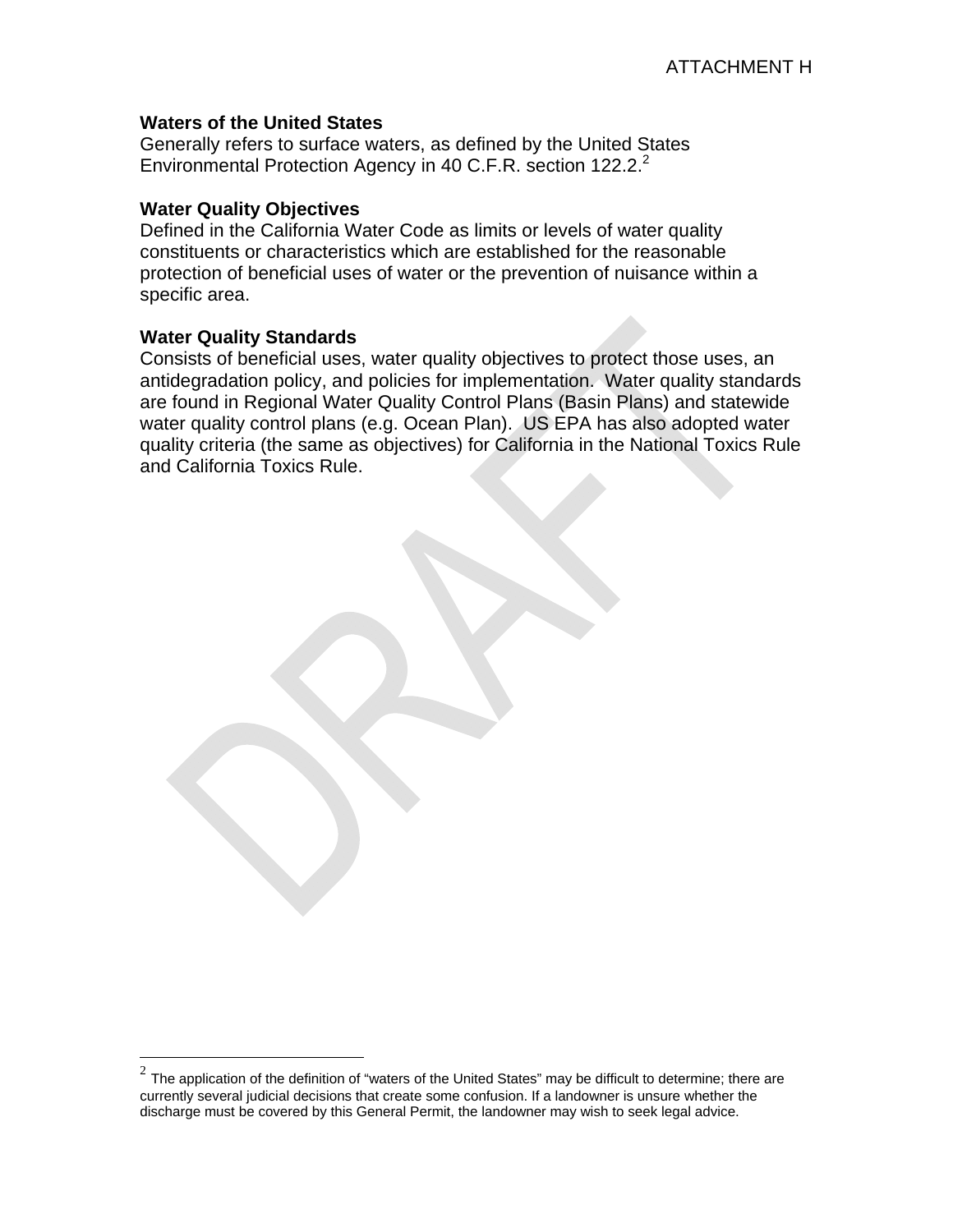**Waters of the United States**
Generally refers to surface waters, as defined by the United States Environmental Protection Agency in 40 C.F.R. section 122.2.[2]

**Water Quality Objectives**
Defined in the California Water Code as limits or levels of water quality constituents or characteristics which are established for the reasonable protection of beneficial uses of water or the prevention of nuisance within a specific area.

**Water Quality Standards**
Consists of beneficial uses, water quality objectives to protect those uses, an antidegradation policy, and policies for implementation. Water quality standards are found in Regional Water Quality Control Plans (Basin Plans) and statewide water quality control plans (e.g. Ocean Plan). US EPA has also adopted water quality criteria (the same as objectives) for California in the National Toxics Rule and California Toxics Rule.

---

[2] The application of the definition of "waters of the United States" may be difficult to determine; there are currently several judicial decisions that create some confusion. If a landowner is unsure whether the discharge must be covered by this General Permit, the landowner may wish to seek legal advice.